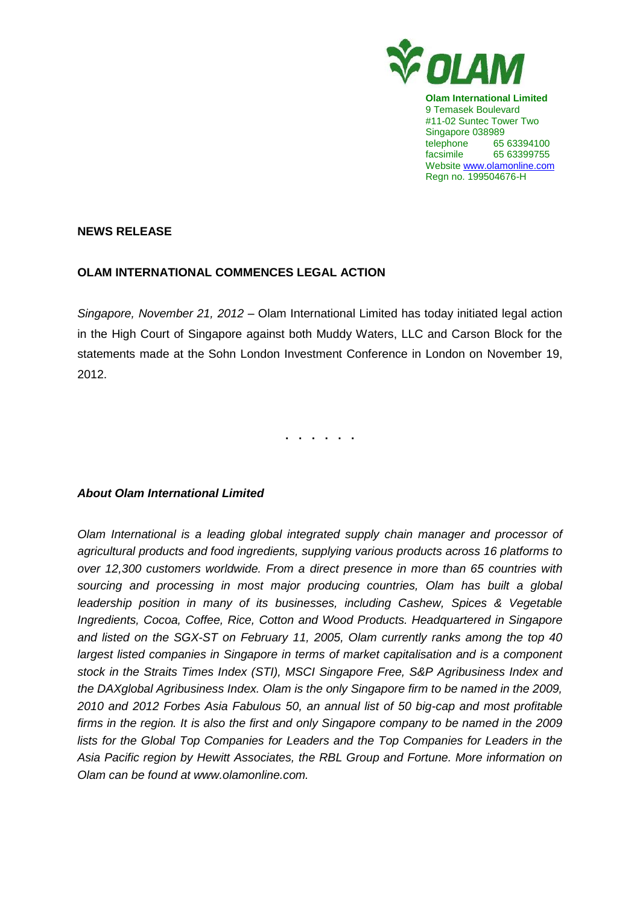**Olam International Limited**
9 Temasek Boulevard
#11-02 Suntec Tower Two
Singapore 038989
telephone 65 63394100
facsimile 65 63399755
Website www.olamonline.com
Regn no. 199504676-H

**NEWS RELEASE**

**OLAM INTERNATIONAL COMMENCES LEGAL ACTION**

*Singapore, November 21, 2012* – Olam International Limited has today initiated legal action in the High Court of Singapore against both Muddy Waters, LLC and Carson Block for the statements made at the Sohn London Investment Conference in London on November 19, 2012.

. . . . . .

***About Olam International Limited***

*Olam International is a leading global integrated supply chain manager and processor of agricultural products and food ingredients, supplying various products across 16 platforms to over 12,300 customers worldwide. From a direct presence in more than 65 countries with sourcing and processing in most major producing countries, Olam has built a global leadership position in many of its businesses, including Cashew, Spices & Vegetable Ingredients, Cocoa, Coffee, Rice, Cotton and Wood Products. Headquartered in Singapore and listed on the SGX-ST on February 11, 2005, Olam currently ranks among the top 40 largest listed companies in Singapore in terms of market capitalisation and is a component stock in the Straits Times Index (STI), MSCI Singapore Free, S&P Agribusiness Index and the DAXglobal Agribusiness Index. Olam is the only Singapore firm to be named in the 2009, 2010 and 2012 Forbes Asia Fabulous 50, an annual list of 50 big-cap and most profitable firms in the region. It is also the first and only Singapore company to be named in the 2009 lists for the Global Top Companies for Leaders and the Top Companies for Leaders in the Asia Pacific region by Hewitt Associates, the RBL Group and Fortune. More information on Olam can be found at www.olamonline.com.*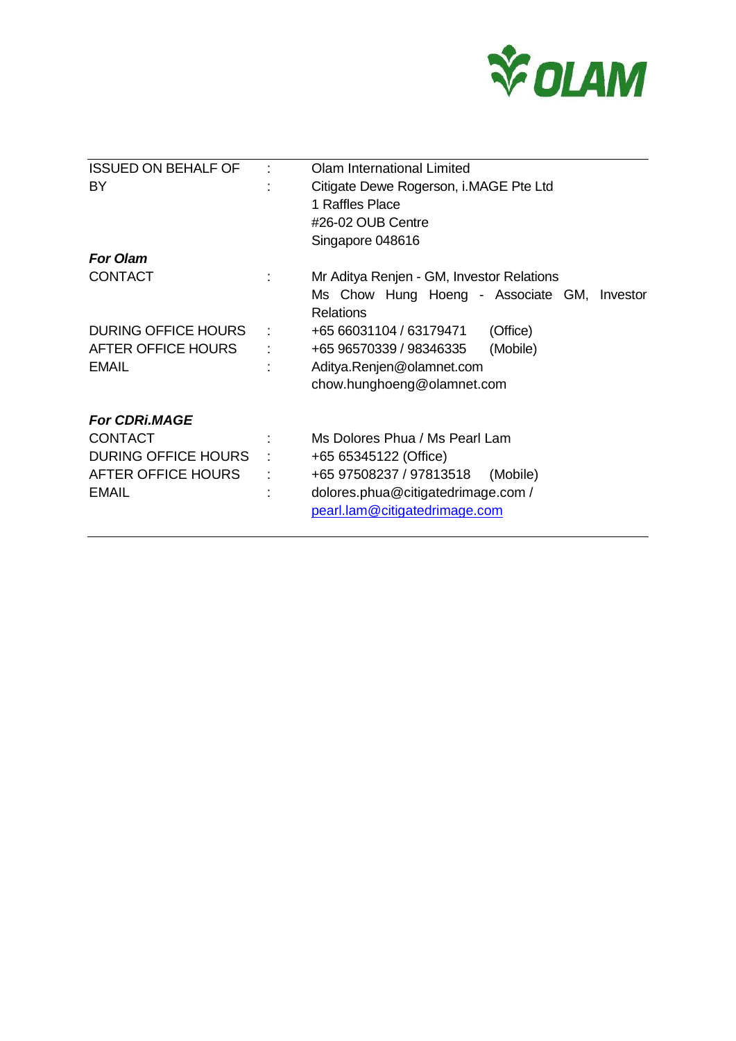| | | |
|---|---|---|
| ISSUED ON BEHALF OF | : | Olam International Limited |
| BY | : | Citigate Dewe Rogerson, i.MAGE Pte Ltd<br>1 Raffles Place<br>#26-02 OUB Centre<br>Singapore 048616 |
| ***For Olam*** | | |
| CONTACT | : | Mr Aditya Renjen - GM, Investor Relations<br>Ms Chow Hung Hoeng - Associate GM, Investor Relations |
| DURING OFFICE HOURS | : | +65 66031104 / 63179471 (Office) |
| AFTER OFFICE HOURS | : | +65 96570339 / 98346335 (Mobile) |
| EMAIL | : | Aditya.Renjen@olamnet.com<br>chow.hunghoeng@olamnet.com |
| ***For CDRi.MAGE*** | | |
| CONTACT | : | Ms Dolores Phua / Ms Pearl Lam |
| DURING OFFICE HOURS | : | +65 65345122 (Office) |
| AFTER OFFICE HOURS | : | +65 97508237 / 97813518 (Mobile) |
| EMAIL | : | dolores.phua@citigatedrimage.com /<br>pearl.lam@citigatedrimage.com |